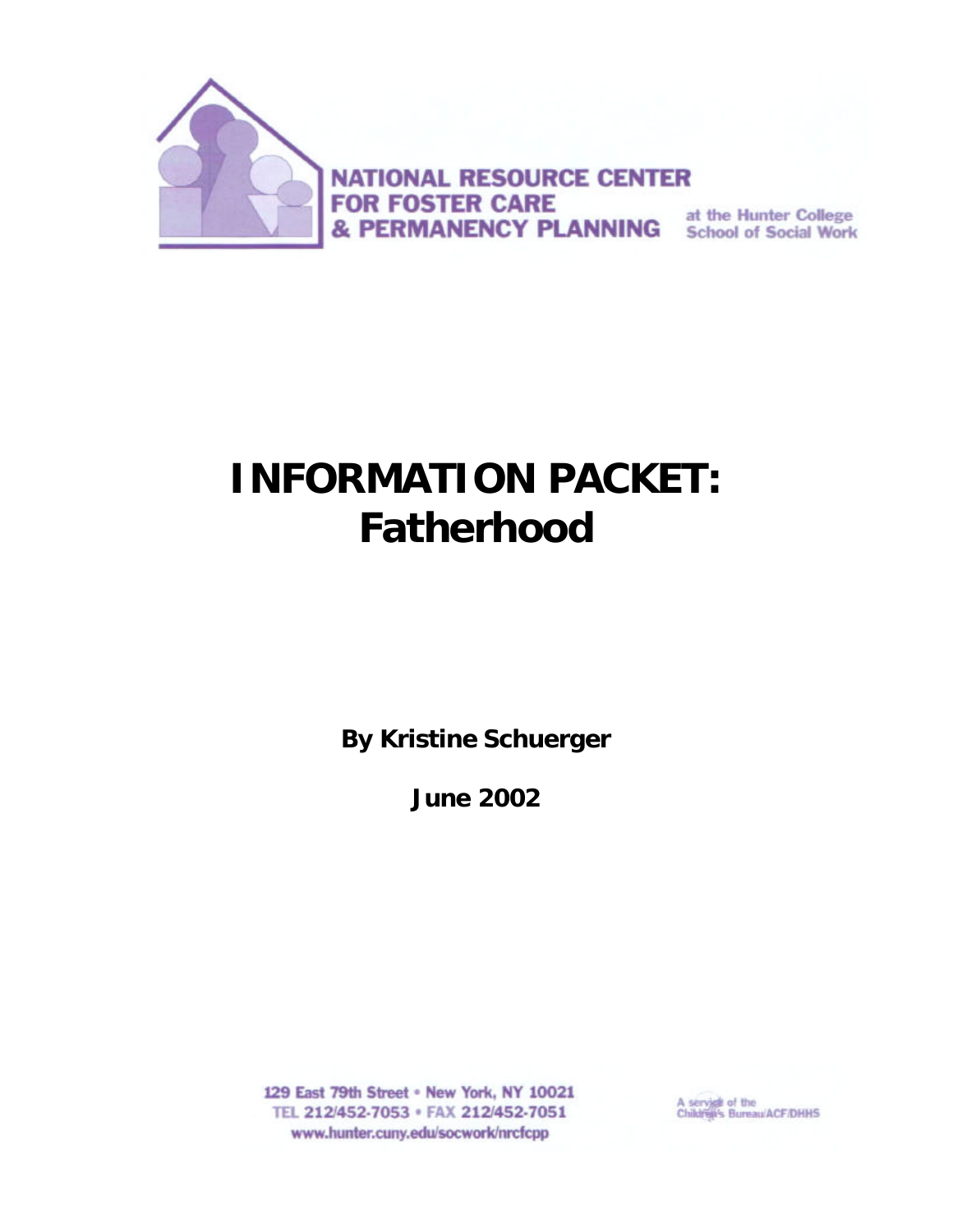NATIONAL RESOURCE CENTER
FOR FOSTER CARE
& PERMANENCY PLANNING
at the Hunter College
School of Social Work

# INFORMATION PACKET: Fatherhood

**By Kristine Schuerger**

**June 2002**

129 East 79th Street • New York, NY 10021
TEL 212/452-7053 • FAX 212/452-7051
www.hunter.cuny.edu/socwork/nrcfcpp

A service of the Children's Bureau/ACF/DHHS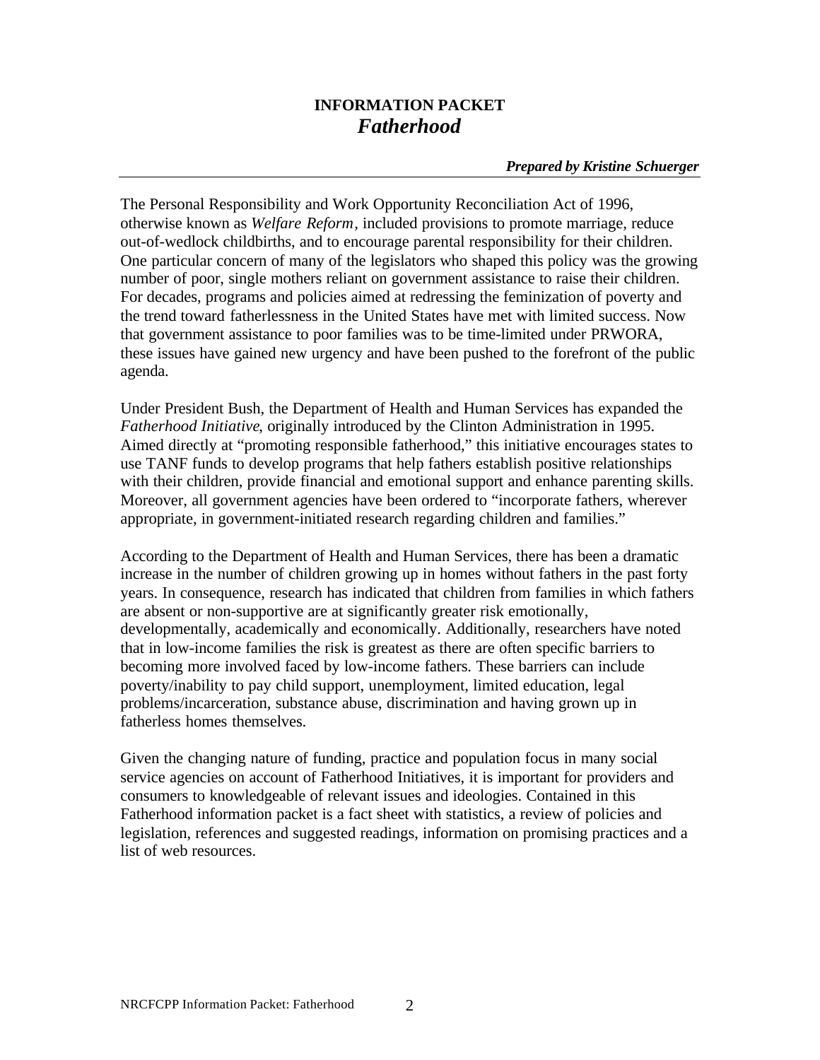# INFORMATION PACKET
## *Fatherhood*

***Prepared by Kristine Schuerger***

---

The Personal Responsibility and Work Opportunity Reconciliation Act of 1996, otherwise known as *Welfare Reform*, included provisions to promote marriage, reduce out-of-wedlock childbirths, and to encourage parental responsibility for their children. One particular concern of many of the legislators who shaped this policy was the growing number of poor, single mothers reliant on government assistance to raise their children. For decades, programs and policies aimed at redressing the feminization of poverty and the trend toward fatherlessness in the United States have met with limited success. Now that government assistance to poor families was to be time-limited under PRWORA, these issues have gained new urgency and have been pushed to the forefront of the public agenda.

Under President Bush, the Department of Health and Human Services has expanded the *Fatherhood Initiative*, originally introduced by the Clinton Administration in 1995. Aimed directly at "promoting responsible fatherhood," this initiative encourages states to use TANF funds to develop programs that help fathers establish positive relationships with their children, provide financial and emotional support and enhance parenting skills. Moreover, all government agencies have been ordered to "incorporate fathers, wherever appropriate, in government-initiated research regarding children and families."

According to the Department of Health and Human Services, there has been a dramatic increase in the number of children growing up in homes without fathers in the past forty years. In consequence, research has indicated that children from families in which fathers are absent or non-supportive are at significantly greater risk emotionally, developmentally, academically and economically. Additionally, researchers have noted that in low-income families the risk is greatest as there are often specific barriers to becoming more involved faced by low-income fathers. These barriers can include poverty/inability to pay child support, unemployment, limited education, legal problems/incarceration, substance abuse, discrimination and having grown up in fatherless homes themselves.

Given the changing nature of funding, practice and population focus in many social service agencies on account of Fatherhood Initiatives, it is important for providers and consumers to knowledgeable of relevant issues and ideologies. Contained in this Fatherhood information packet is a fact sheet with statistics, a review of policies and legislation, references and suggested readings, information on promising practices and a list of web resources.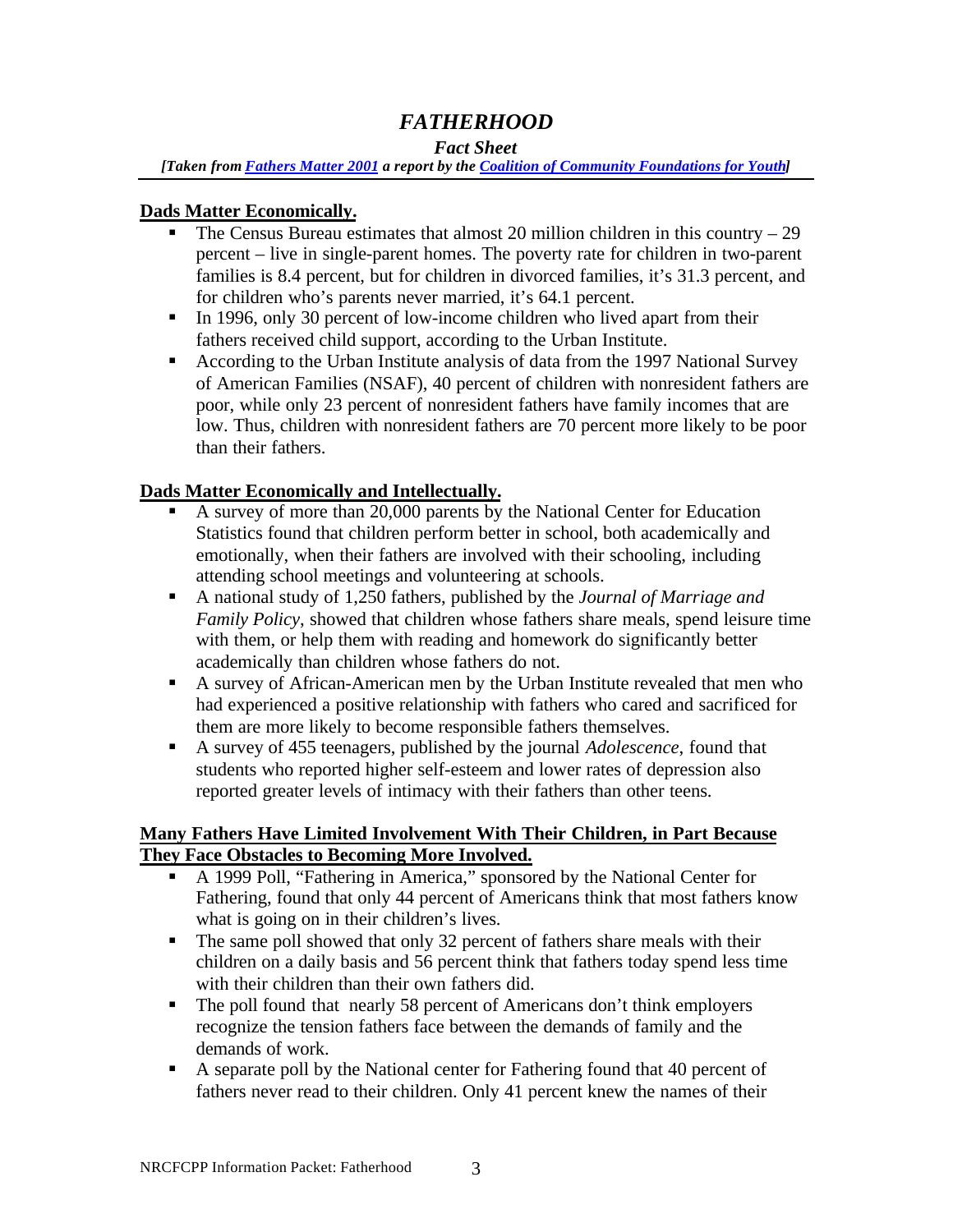# *FATHERHOOD*

### *Fact Sheet*

***[Taken from [Fathers Matter 2001]() a report by the [Coalition of Community Foundations for Youth]()]***

**Dads Matter Economically.**

- The Census Bureau estimates that almost 20 million children in this country – 29 percent – live in single-parent homes. The poverty rate for children in two-parent families is 8.4 percent, but for children in divorced families, it's 31.3 percent, and for children who's parents never married, it's 64.1 percent.
- In 1996, only 30 percent of low-income children who lived apart from their fathers received child support, according to the Urban Institute.
- According to the Urban Institute analysis of data from the 1997 National Survey of American Families (NSAF), 40 percent of children with nonresident fathers are poor, while only 23 percent of nonresident fathers have family incomes that are low. Thus, children with nonresident fathers are 70 percent more likely to be poor than their fathers.

**Dads Matter Economically and Intellectually.**

- A survey of more than 20,000 parents by the National Center for Education Statistics found that children perform better in school, both academically and emotionally, when their fathers are involved with their schooling, including attending school meetings and volunteering at schools.
- A national study of 1,250 fathers, published by the *Journal of Marriage and Family Policy*, showed that children whose fathers share meals, spend leisure time with them, or help them with reading and homework do significantly better academically than children whose fathers do not.
- A survey of African-American men by the Urban Institute revealed that men who had experienced a positive relationship with fathers who cared and sacrificed for them are more likely to become responsible fathers themselves.
- A survey of 455 teenagers, published by the journal *Adolescence*, found that students who reported higher self-esteem and lower rates of depression also reported greater levels of intimacy with their fathers than other teens.

**Many Fathers Have Limited Involvement With Their Children, in Part Because They Face Obstacles to Becoming More Involved.**

- A 1999 Poll, "Fathering in America," sponsored by the National Center for Fathering, found that only 44 percent of Americans think that most fathers know what is going on in their children's lives.
- The same poll showed that only 32 percent of fathers share meals with their children on a daily basis and 56 percent think that fathers today spend less time with their children than their own fathers did.
- The poll found that nearly 58 percent of Americans don't think employers recognize the tension fathers face between the demands of family and the demands of work.
- A separate poll by the National center for Fathering found that 40 percent of fathers never read to their children. Only 41 percent knew the names of their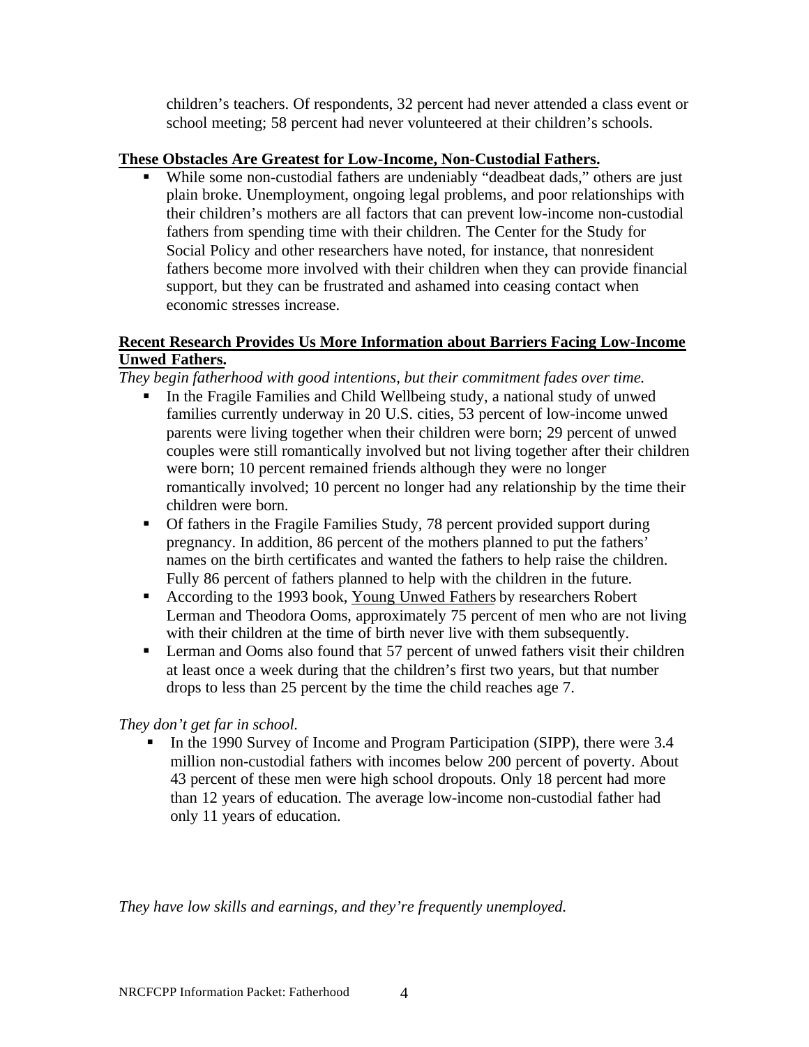children's teachers. Of respondents, 32 percent had never attended a class event or school meeting; 58 percent had never volunteered at their children's schools.

**These Obstacles Are Greatest for Low-Income, Non-Custodial Fathers.**

- While some non-custodial fathers are undeniably "deadbeat dads," others are just plain broke. Unemployment, ongoing legal problems, and poor relationships with their children's mothers are all factors that can prevent low-income non-custodial fathers from spending time with their children. The Center for the Study for Social Policy and other researchers have noted, for instance, that nonresident fathers become more involved with their children when they can provide financial support, but they can be frustrated and ashamed into ceasing contact when economic stresses increase.

**Recent Research Provides Us More Information about Barriers Facing Low-Income Unwed Fathers.**

*They begin fatherhood with good intentions, but their commitment fades over time.*

- In the Fragile Families and Child Wellbeing study, a national study of unwed families currently underway in 20 U.S. cities, 53 percent of low-income unwed parents were living together when their children were born; 29 percent of unwed couples were still romantically involved but not living together after their children were born; 10 percent remained friends although they were no longer romantically involved; 10 percent no longer had any relationship by the time their children were born.
- Of fathers in the Fragile Families Study, 78 percent provided support during pregnancy. In addition, 86 percent of the mothers planned to put the fathers' names on the birth certificates and wanted the fathers to help raise the children. Fully 86 percent of fathers planned to help with the children in the future.
- According to the 1993 book, Young Unwed Fathers by researchers Robert Lerman and Theodora Ooms, approximately 75 percent of men who are not living with their children at the time of birth never live with them subsequently.
- Lerman and Ooms also found that 57 percent of unwed fathers visit their children at least once a week during that the children's first two years, but that number drops to less than 25 percent by the time the child reaches age 7.

*They don't get far in school.*

- In the 1990 Survey of Income and Program Participation (SIPP), there were 3.4 million non-custodial fathers with incomes below 200 percent of poverty. About 43 percent of these men were high school dropouts. Only 18 percent had more than 12 years of education. The average low-income non-custodial father had only 11 years of education.

*They have low skills and earnings, and they're frequently unemployed.*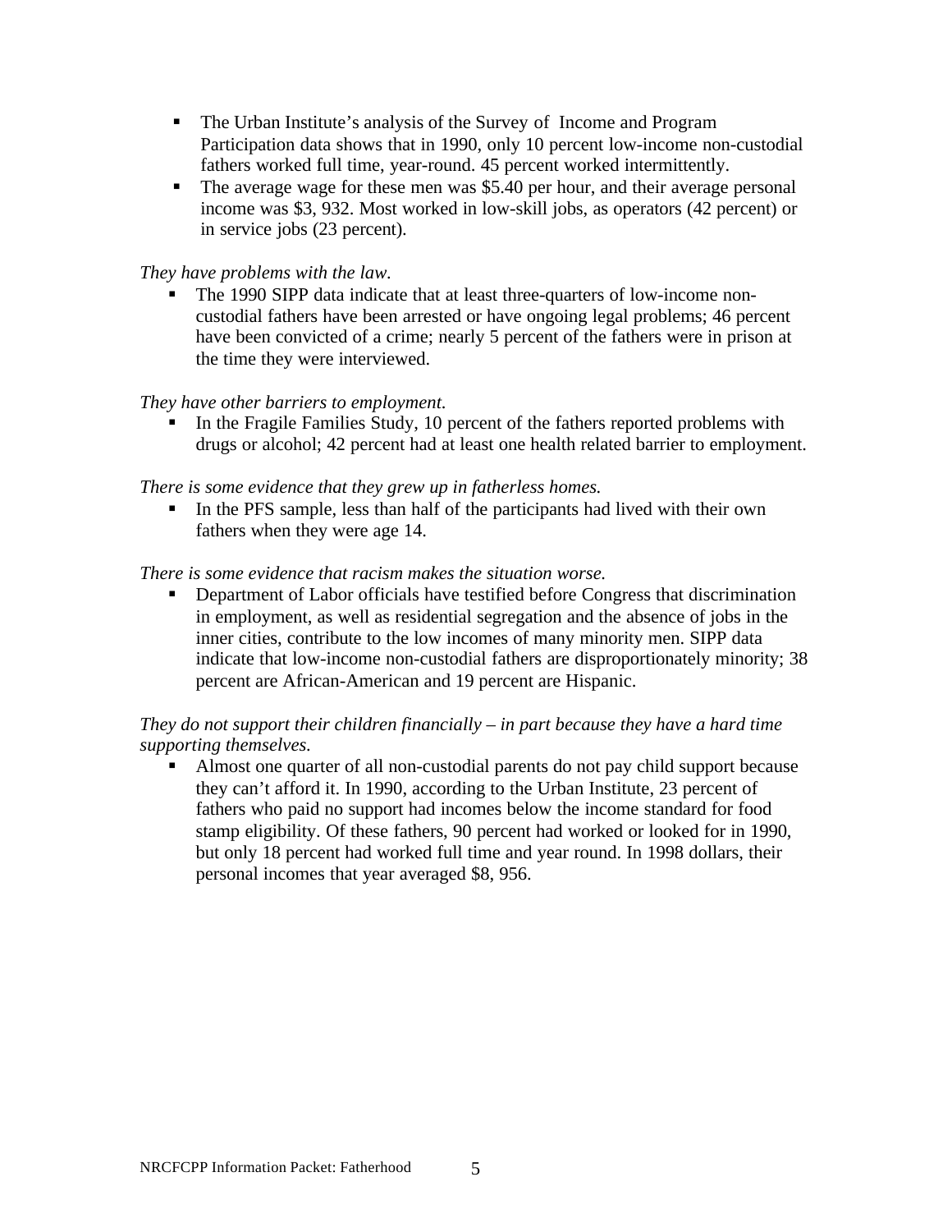- The Urban Institute's analysis of the Survey of  Income and Program Participation data shows that in 1990, only 10 percent low-income non-custodial fathers worked full time, year-round. 45 percent worked intermittently.
- The average wage for these men was $5.40 per hour, and their average personal income was $3, 932. Most worked in low-skill jobs, as operators (42 percent) or in service jobs (23 percent).

*They have problems with the law.*

- The 1990 SIPP data indicate that at least three-quarters of low-income non-custodial fathers have been arrested or have ongoing legal problems; 46 percent have been convicted of a crime; nearly 5 percent of the fathers were in prison at the time they were interviewed.

*They have other barriers to employment.*

- In the Fragile Families Study, 10 percent of the fathers reported problems with drugs or alcohol; 42 percent had at least one health related barrier to employment.

*There is some evidence that they grew up in fatherless homes.*

- In the PFS sample, less than half of the participants had lived with their own fathers when they were age 14.

*There is some evidence that racism makes the situation worse.*

- Department of Labor officials have testified before Congress that discrimination in employment, as well as residential segregation and the absence of jobs in the inner cities, contribute to the low incomes of many minority men. SIPP data indicate that low-income non-custodial fathers are disproportionately minority; 38 percent are African-American and 19 percent are Hispanic.

*They do not support their children financially – in part because they have a hard time supporting themselves.*

- Almost one quarter of all non-custodial parents do not pay child support because they can't afford it. In 1990, according to the Urban Institute, 23 percent of fathers who paid no support had incomes below the income standard for food stamp eligibility. Of these fathers, 90 percent had worked or looked for in 1990, but only 18 percent had worked full time and year round. In 1998 dollars, their personal incomes that year averaged $8, 956.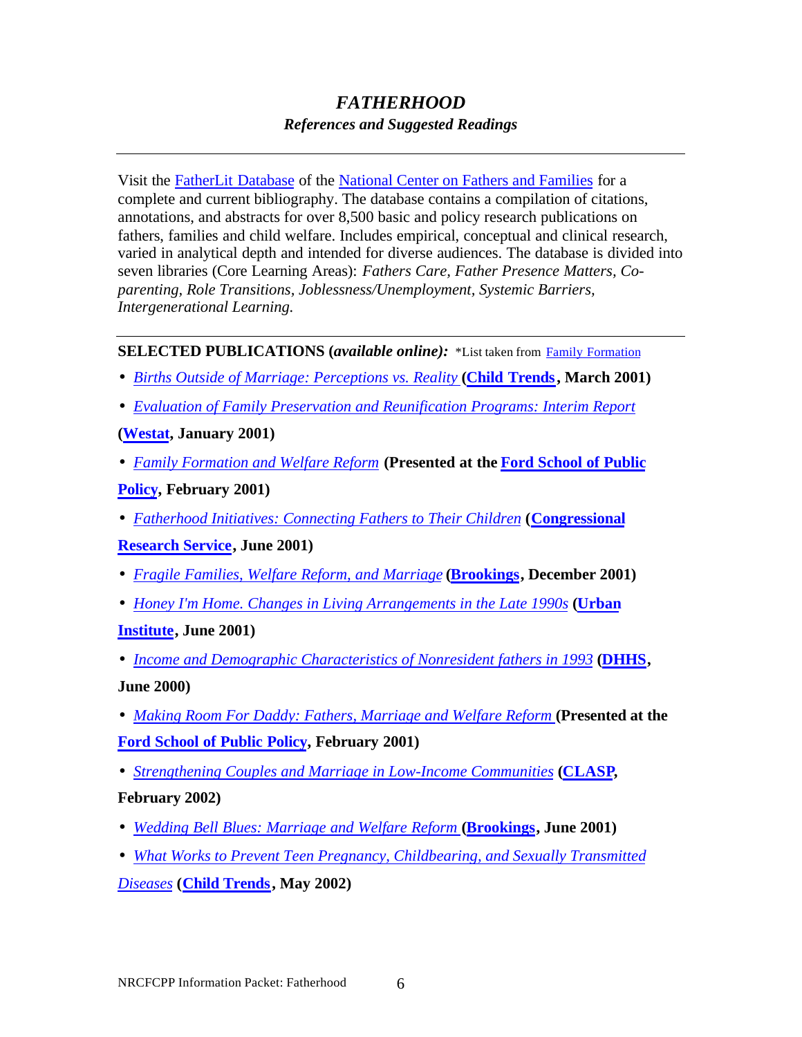# *FATHERHOOD*

### *References and Suggested Readings*

---

Visit the FatherLit Database of the National Center on Fathers and Families for a complete and current bibliography. The database contains a compilation of citations, annotations, and abstracts for over 8,500 basic and policy research publications on fathers, families and child welfare. Includes empirical, conceptual and clinical research, varied in analytical depth and intended for diverse audiences. The database is divided into seven libraries (Core Learning Areas): *Fathers Care, Father Presence Matters, Co-parenting, Role Transitions, Joblessness/Unemployment, Systemic Barriers, Intergenerational Learning.*

---

**SELECTED PUBLICATIONS (*available online*):** *List taken from Family Formation

- *Births Outside of Marriage: Perceptions vs. Reality* **(Child Trends, March 2001)**
- *Evaluation of Family Preservation and Reunification Programs: Interim Report* **(Westat, January 2001)**
- *Family Formation and Welfare Reform* **(Presented at the Ford School of Public Policy, February 2001)**
- *Fatherhood Initiatives: Connecting Fathers to Their Children* **(Congressional Research Service, June 2001)**
- *Fragile Families, Welfare Reform, and Marriage* **(Brookings, December 2001)**
- *Honey I'm Home. Changes in Living Arrangements in the Late 1990s* **(Urban Institute, June 2001)**
- *Income and Demographic Characteristics of Nonresident fathers in 1993* **(DHHS, June 2000)**
- *Making Room For Daddy: Fathers, Marriage and Welfare Reform* **(Presented at the Ford School of Public Policy, February 2001)**
- *Strengthening Couples and Marriage in Low-Income Communities* **(CLASP, February 2002)**
- *Wedding Bell Blues: Marriage and Welfare Reform* **(Brookings, June 2001)**
- *What Works to Prevent Teen Pregnancy, Childbearing, and Sexually Transmitted Diseases* **(Child Trends, May 2002)**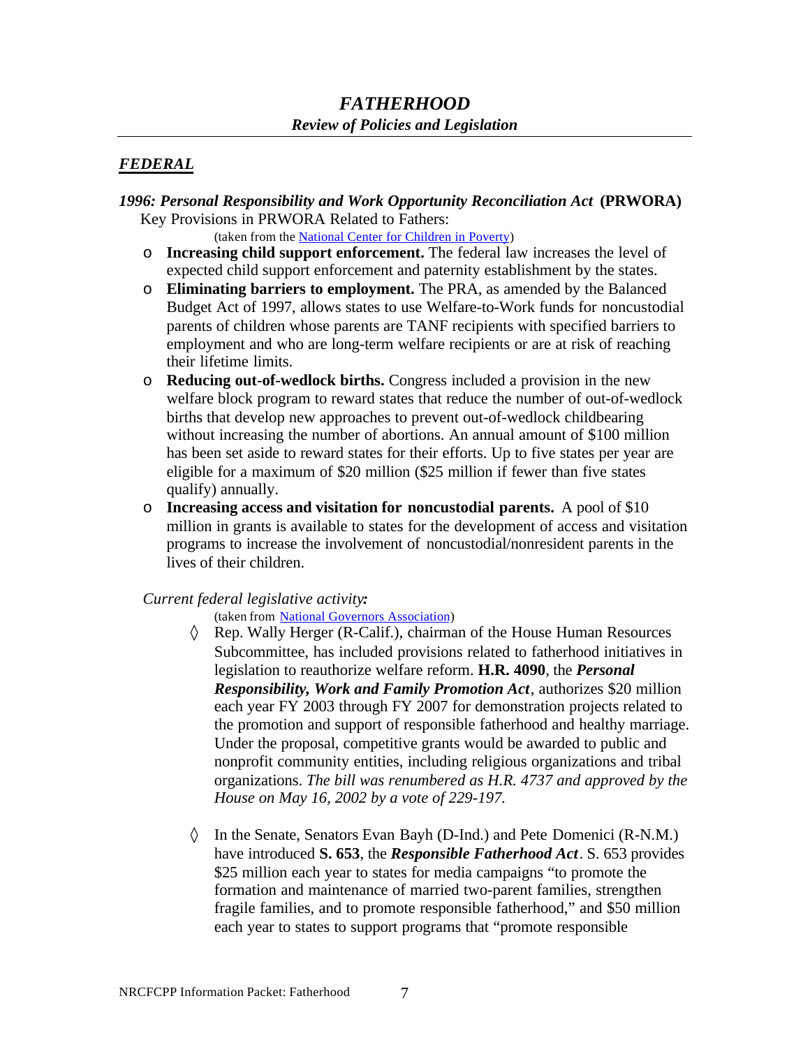# *FATHERHOOD*

## *Review of Policies and Legislation*

## ***FEDERAL***

### *1996: Personal Responsibility and Work Opportunity Reconciliation Act* (PRWORA)

Key Provisions in PRWORA Related to Fathers:

(taken from the [National Center for Children in Poverty])

- **Increasing child support enforcement.** The federal law increases the level of expected child support enforcement and paternity establishment by the states.
- **Eliminating barriers to employment.** The PRA, as amended by the Balanced Budget Act of 1997, allows states to use Welfare-to-Work funds for noncustodial parents of children whose parents are TANF recipients with specified barriers to employment and who are long-term welfare recipients or are at risk of reaching their lifetime limits.
- **Reducing out-of-wedlock births.** Congress included a provision in the new welfare block program to reward states that reduce the number of out-of-wedlock births that develop new approaches to prevent out-of-wedlock childbearing without increasing the number of abortions. An annual amount of $100 million has been set aside to reward states for their efforts. Up to five states per year are eligible for a maximum of $20 million ($25 million if fewer than five states qualify) annually.
- **Increasing access and visitation for noncustodial parents.** A pool of $10 million in grants is available to states for the development of access and visitation programs to increase the involvement of noncustodial/nonresident parents in the lives of their children.

*Current federal legislative activity:*

(taken from [National Governors Association])

- Rep. Wally Herger (R-Calif.), chairman of the House Human Resources Subcommittee, has included provisions related to fatherhood initiatives in legislation to reauthorize welfare reform. **H.R. 4090**, the ***Personal Responsibility, Work and Family Promotion Act***, authorizes $20 million each year FY 2003 through FY 2007 for demonstration projects related to the promotion and support of responsible fatherhood and healthy marriage. Under the proposal, competitive grants would be awarded to public and nonprofit community entities, including religious organizations and tribal organizations. *The bill was renumbered as H.R. 4737 and approved by the House on May 16, 2002 by a vote of 229-197.*

- In the Senate, Senators Evan Bayh (D-Ind.) and Pete Domenici (R-N.M.) have introduced **S. 653**, the ***Responsible Fatherhood Act***. S. 653 provides $25 million each year to states for media campaigns "to promote the formation and maintenance of married two-parent families, strengthen fragile families, and to promote responsible fatherhood," and $50 million each year to states to support programs that "promote responsible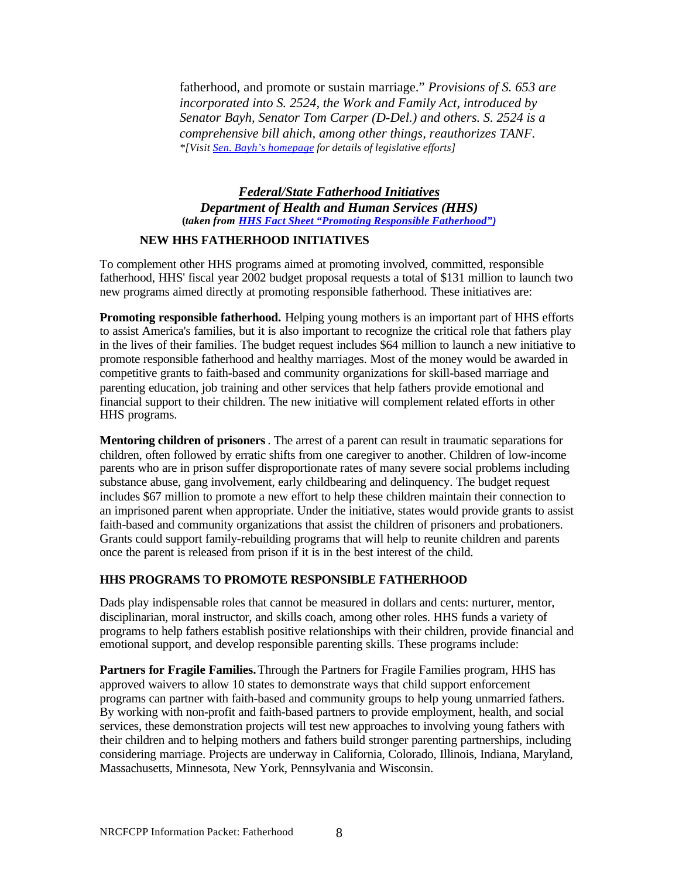fatherhood, and promote or sustain marriage." *Provisions of S. 653 are incorporated into S. 2524, the Work and Family Act, introduced by Senator Bayh, Senator Tom Carper (D-Del.) and others. S. 2524 is a comprehensive bill ahich, among other things, reauthorizes TANF.*
*\*[Visit Sen. Bayh's homepage for details of legislative efforts]*

## ***Federal/State Fatherhood Initiatives***

### ***Department of Health and Human Services (HHS)***

**(*taken from HHS Fact Sheet "Promoting Responsible Fatherhood")***

**NEW HHS FATHERHOOD INITIATIVES**

To complement other HHS programs aimed at promoting involved, committed, responsible fatherhood, HHS' fiscal year 2002 budget proposal requests a total of $131 million to launch two new programs aimed directly at promoting responsible fatherhood. These initiatives are:

**Promoting responsible fatherhood.** Helping young mothers is an important part of HHS efforts to assist America's families, but it is also important to recognize the critical role that fathers play in the lives of their families. The budget request includes $64 million to launch a new initiative to promote responsible fatherhood and healthy marriages. Most of the money would be awarded in competitive grants to faith-based and community organizations for skill-based marriage and parenting education, job training and other services that help fathers provide emotional and financial support to their children. The new initiative will complement related efforts in other HHS programs.

**Mentoring children of prisoners** . The arrest of a parent can result in traumatic separations for children, often followed by erratic shifts from one caregiver to another. Children of low-income parents who are in prison suffer disproportionate rates of many severe social problems including substance abuse, gang involvement, early childbearing and delinquency. The budget request includes $67 million to promote a new effort to help these children maintain their connection to an imprisoned parent when appropriate. Under the initiative, states would provide grants to assist faith-based and community organizations that assist the children of prisoners and probationers. Grants could support family-rebuilding programs that will help to reunite children and parents once the parent is released from prison if it is in the best interest of the child.

**HHS PROGRAMS TO PROMOTE RESPONSIBLE FATHERHOOD**

Dads play indispensable roles that cannot be measured in dollars and cents: nurturer, mentor, disciplinarian, moral instructor, and skills coach, among other roles. HHS funds a variety of programs to help fathers establish positive relationships with their children, provide financial and emotional support, and develop responsible parenting skills. These programs include:

**Partners for Fragile Families.** Through the Partners for Fragile Families program, HHS has approved waivers to allow 10 states to demonstrate ways that child support enforcement programs can partner with faith-based and community groups to help young unmarried fathers. By working with non-profit and faith-based partners to provide employment, health, and social services, these demonstration projects will test new approaches to involving young fathers with their children and to helping mothers and fathers build stronger parenting partnerships, including considering marriage. Projects are underway in California, Colorado, Illinois, Indiana, Maryland, Massachusetts, Minnesota, New York, Pennsylvania and Wisconsin.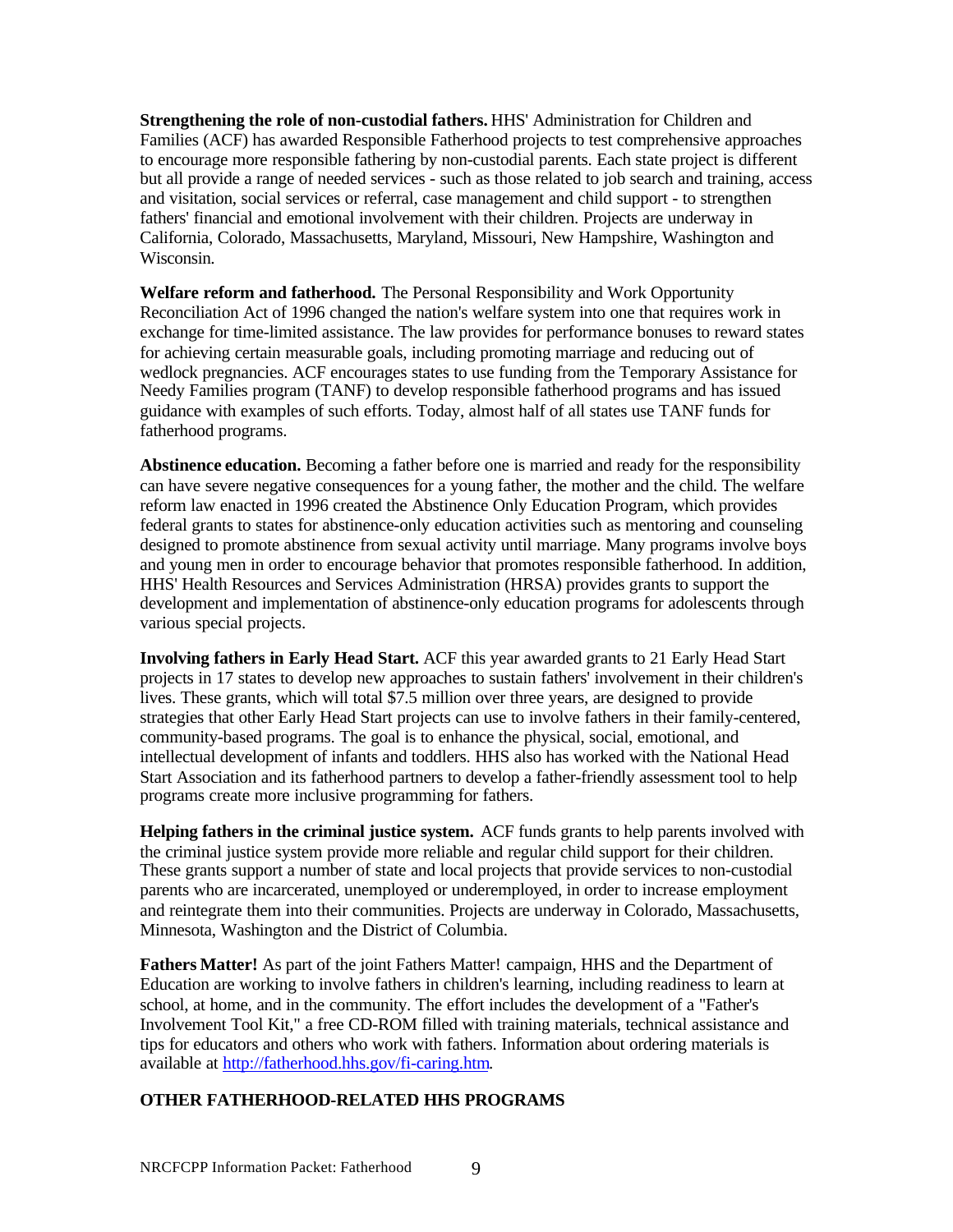**Strengthening the role of non-custodial fathers.** HHS' Administration for Children and Families (ACF) has awarded Responsible Fatherhood projects to test comprehensive approaches to encourage more responsible fathering by non-custodial parents. Each state project is different but all provide a range of needed services - such as those related to job search and training, access and visitation, social services or referral, case management and child support - to strengthen fathers' financial and emotional involvement with their children. Projects are underway in California, Colorado, Massachusetts, Maryland, Missouri, New Hampshire, Washington and Wisconsin.

**Welfare reform and fatherhood.** The Personal Responsibility and Work Opportunity Reconciliation Act of 1996 changed the nation's welfare system into one that requires work in exchange for time-limited assistance. The law provides for performance bonuses to reward states for achieving certain measurable goals, including promoting marriage and reducing out of wedlock pregnancies. ACF encourages states to use funding from the Temporary Assistance for Needy Families program (TANF) to develop responsible fatherhood programs and has issued guidance with examples of such efforts. Today, almost half of all states use TANF funds for fatherhood programs.

**Abstinence education.** Becoming a father before one is married and ready for the responsibility can have severe negative consequences for a young father, the mother and the child. The welfare reform law enacted in 1996 created the Abstinence Only Education Program, which provides federal grants to states for abstinence-only education activities such as mentoring and counseling designed to promote abstinence from sexual activity until marriage. Many programs involve boys and young men in order to encourage behavior that promotes responsible fatherhood. In addition, HHS' Health Resources and Services Administration (HRSA) provides grants to support the development and implementation of abstinence-only education programs for adolescents through various special projects.

**Involving fathers in Early Head Start.** ACF this year awarded grants to 21 Early Head Start projects in 17 states to develop new approaches to sustain fathers' involvement in their children's lives. These grants, which will total $7.5 million over three years, are designed to provide strategies that other Early Head Start projects can use to involve fathers in their family-centered, community-based programs. The goal is to enhance the physical, social, emotional, and intellectual development of infants and toddlers. HHS also has worked with the National Head Start Association and its fatherhood partners to develop a father-friendly assessment tool to help programs create more inclusive programming for fathers.

**Helping fathers in the criminal justice system.** ACF funds grants to help parents involved with the criminal justice system provide more reliable and regular child support for their children. These grants support a number of state and local projects that provide services to non-custodial parents who are incarcerated, unemployed or underemployed, in order to increase employment and reintegrate them into their communities. Projects are underway in Colorado, Massachusetts, Minnesota, Washington and the District of Columbia.

**Fathers Matter!** As part of the joint Fathers Matter! campaign, HHS and the Department of Education are working to involve fathers in children's learning, including readiness to learn at school, at home, and in the community. The effort includes the development of a "Father's Involvement Tool Kit," a free CD-ROM filled with training materials, technical assistance and tips for educators and others who work with fathers. Information about ordering materials is available at http://fatherhood.hhs.gov/fi-caring.htm.

## OTHER FATHERHOOD-RELATED HHS PROGRAMS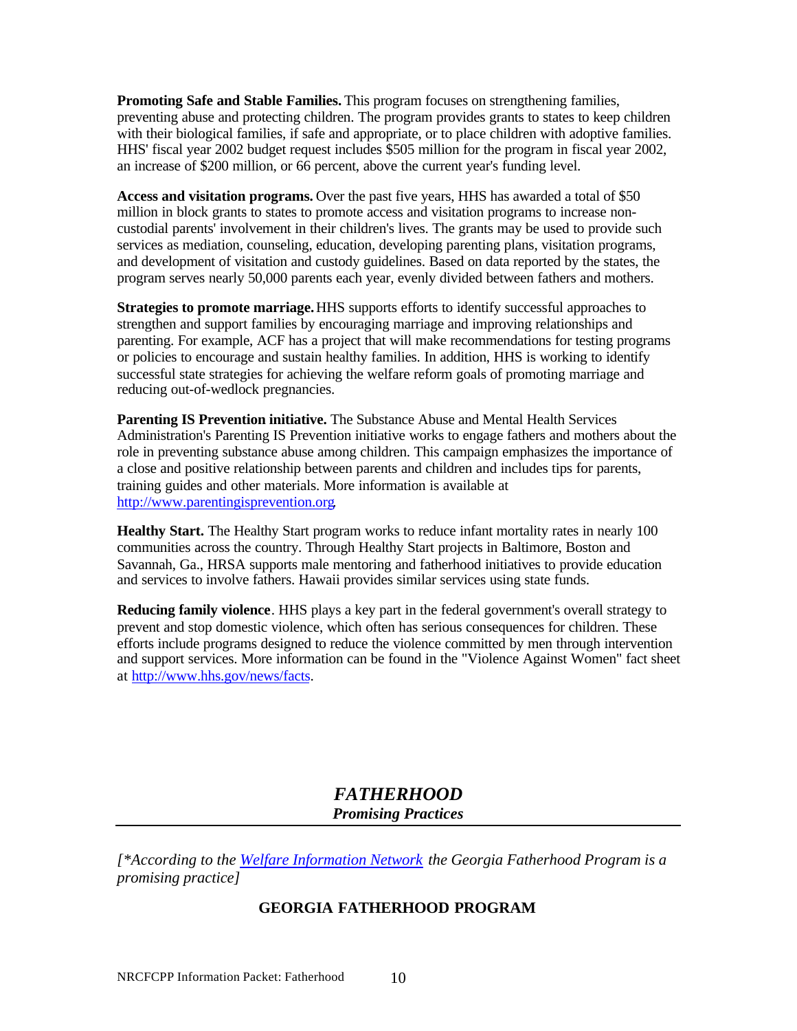**Promoting Safe and Stable Families.** This program focuses on strengthening families, preventing abuse and protecting children. The program provides grants to states to keep children with their biological families, if safe and appropriate, or to place children with adoptive families. HHS' fiscal year 2002 budget request includes $505 million for the program in fiscal year 2002, an increase of $200 million, or 66 percent, above the current year's funding level.

**Access and visitation programs.** Over the past five years, HHS has awarded a total of $50 million in block grants to states to promote access and visitation programs to increase non-custodial parents' involvement in their children's lives. The grants may be used to provide such services as mediation, counseling, education, developing parenting plans, visitation programs, and development of visitation and custody guidelines. Based on data reported by the states, the program serves nearly 50,000 parents each year, evenly divided between fathers and mothers.

**Strategies to promote marriage.** HHS supports efforts to identify successful approaches to strengthen and support families by encouraging marriage and improving relationships and parenting. For example, ACF has a project that will make recommendations for testing programs or policies to encourage and sustain healthy families. In addition, HHS is working to identify successful state strategies for achieving the welfare reform goals of promoting marriage and reducing out-of-wedlock pregnancies.

**Parenting IS Prevention initiative.** The Substance Abuse and Mental Health Services Administration's Parenting IS Prevention initiative works to engage fathers and mothers about the role in preventing substance abuse among children. This campaign emphasizes the importance of a close and positive relationship between parents and children and includes tips for parents, training guides and other materials. More information is available at http://www.parentingisprevention.org.

**Healthy Start.** The Healthy Start program works to reduce infant mortality rates in nearly 100 communities across the country. Through Healthy Start projects in Baltimore, Boston and Savannah, Ga., HRSA supports male mentoring and fatherhood initiatives to provide education and services to involve fathers. Hawaii provides similar services using state funds.

**Reducing family violence**. HHS plays a key part in the federal government's overall strategy to prevent and stop domestic violence, which often has serious consequences for children. These efforts include programs designed to reduce the violence committed by men through intervention and support services. More information can be found in the "Violence Against Women" fact sheet at http://www.hhs.gov/news/facts.

## *FATHERHOOD*
### *Promising Practices*

---

*[*According to the Welfare Information Network the Georgia Fatherhood Program is a promising practice]*

### GEORGIA FATHERHOOD PROGRAM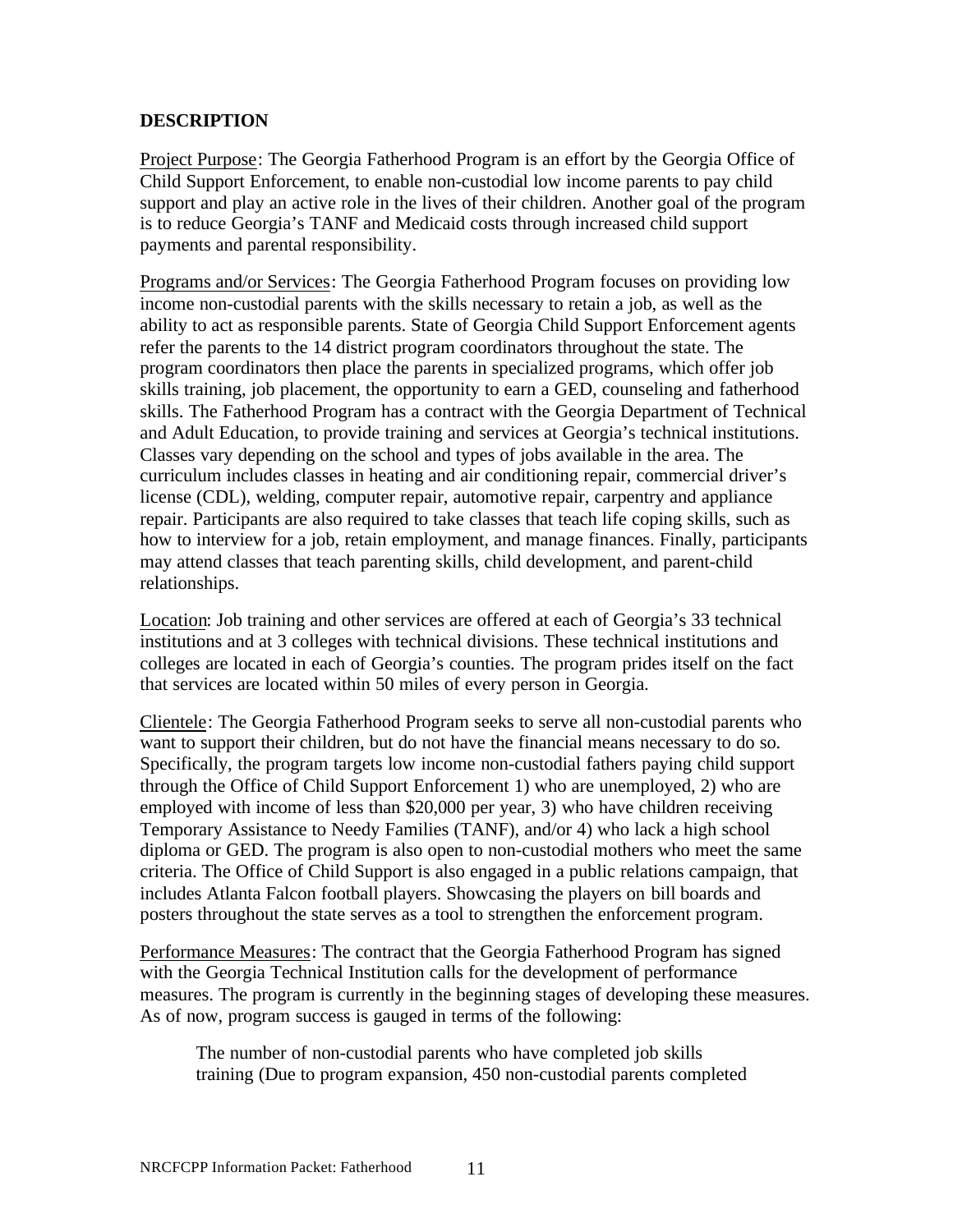## DESCRIPTION

Project Purpose: The Georgia Fatherhood Program is an effort by the Georgia Office of Child Support Enforcement, to enable non-custodial low income parents to pay child support and play an active role in the lives of their children. Another goal of the program is to reduce Georgia's TANF and Medicaid costs through increased child support payments and parental responsibility.

Programs and/or Services: The Georgia Fatherhood Program focuses on providing low income non-custodial parents with the skills necessary to retain a job, as well as the ability to act as responsible parents. State of Georgia Child Support Enforcement agents refer the parents to the 14 district program coordinators throughout the state. The program coordinators then place the parents in specialized programs, which offer job skills training, job placement, the opportunity to earn a GED, counseling and fatherhood skills. The Fatherhood Program has a contract with the Georgia Department of Technical and Adult Education, to provide training and services at Georgia's technical institutions. Classes vary depending on the school and types of jobs available in the area. The curriculum includes classes in heating and air conditioning repair, commercial driver's license (CDL), welding, computer repair, automotive repair, carpentry and appliance repair. Participants are also required to take classes that teach life coping skills, such as how to interview for a job, retain employment, and manage finances. Finally, participants may attend classes that teach parenting skills, child development, and parent-child relationships.

Location: Job training and other services are offered at each of Georgia's 33 technical institutions and at 3 colleges with technical divisions. These technical institutions and colleges are located in each of Georgia's counties. The program prides itself on the fact that services are located within 50 miles of every person in Georgia.

Clientele: The Georgia Fatherhood Program seeks to serve all non-custodial parents who want to support their children, but do not have the financial means necessary to do so. Specifically, the program targets low income non-custodial fathers paying child support through the Office of Child Support Enforcement 1) who are unemployed, 2) who are employed with income of less than $20,000 per year, 3) who have children receiving Temporary Assistance to Needy Families (TANF), and/or 4) who lack a high school diploma or GED. The program is also open to non-custodial mothers who meet the same criteria. The Office of Child Support is also engaged in a public relations campaign, that includes Atlanta Falcon football players. Showcasing the players on bill boards and posters throughout the state serves as a tool to strengthen the enforcement program.

Performance Measures: The contract that the Georgia Fatherhood Program has signed with the Georgia Technical Institution calls for the development of performance measures. The program is currently in the beginning stages of developing these measures. As of now, program success is gauged in terms of the following:

> The number of non-custodial parents who have completed job skills training (Due to program expansion, 450 non-custodial parents completed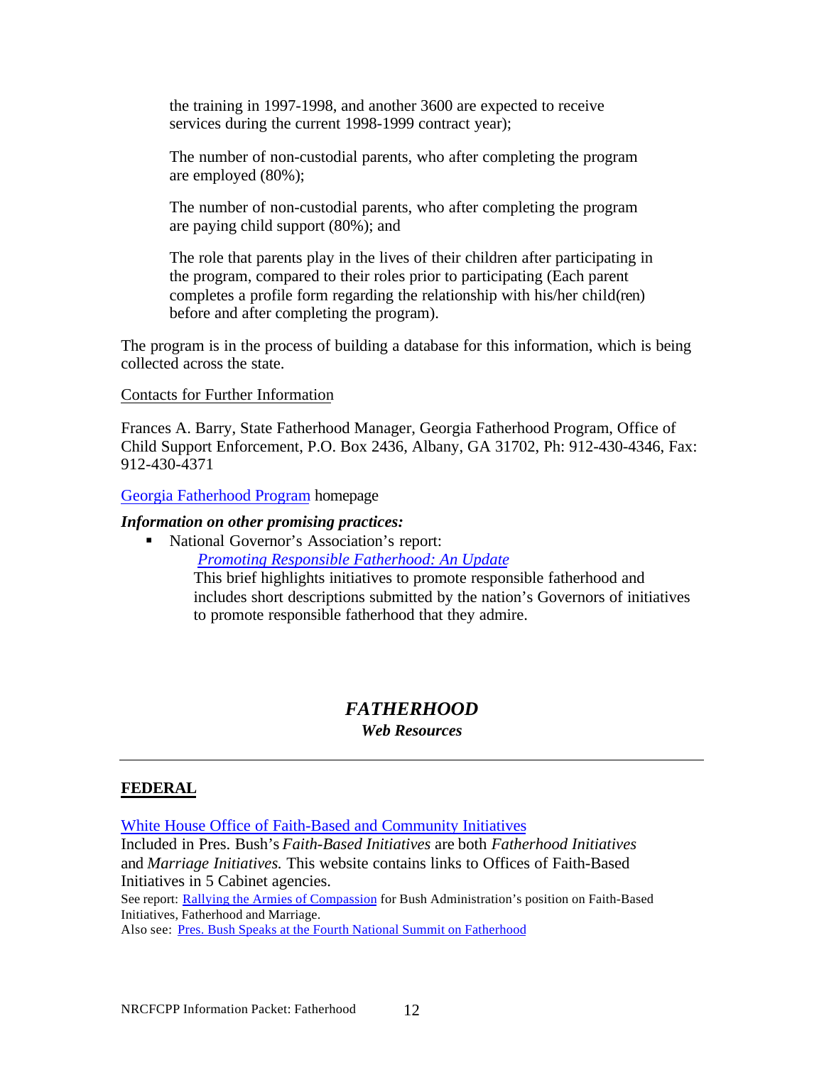the training in 1997-1998, and another 3600 are expected to receive services during the current 1998-1999 contract year);

The number of non-custodial parents, who after completing the program are employed (80%);

The number of non-custodial parents, who after completing the program are paying child support (80%); and

The role that parents play in the lives of their children after participating in the program, compared to their roles prior to participating (Each parent completes a profile form regarding the relationship with his/her child(ren) before and after completing the program).

The program is in the process of building a database for this information, which is being collected across the state.

Contacts for Further Information

Frances A. Barry, State Fatherhood Manager, Georgia Fatherhood Program, Office of Child Support Enforcement, P.O. Box 2436, Albany, GA 31702, Ph: 912-430-4346, Fax: 912-430-4371

Georgia Fatherhood Program homepage

***Information on other promising practices:***

- National Governor's Association's report:
  *Promoting Responsible Fatherhood: An Update*
  This brief highlights initiatives to promote responsible fatherhood and includes short descriptions submitted by the nation's Governors of initiatives to promote responsible fatherhood that they admire.

## *FATHERHOOD*

### *Web Resources*

---

**FEDERAL**

White House Office of Faith-Based and Community Initiatives
Included in Pres. Bush's *Faith-Based Initiatives* are both *Fatherhood Initiatives* and *Marriage Initiatives.* This website contains links to Offices of Faith-Based Initiatives in 5 Cabinet agencies.
See report: Rallying the Armies of Compassion for Bush Administration's position on Faith-Based Initiatives, Fatherhood and Marriage.
Also see: Pres. Bush Speaks at the Fourth National Summit on Fatherhood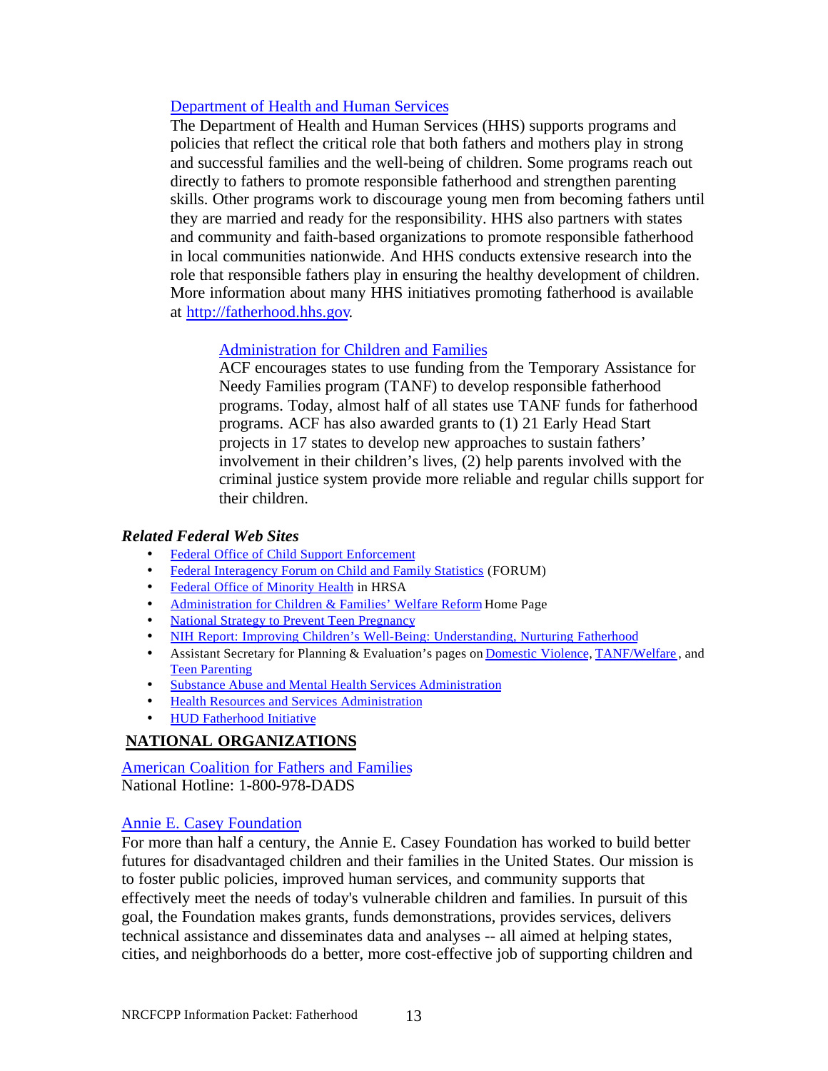Department of Health and Human Services

The Department of Health and Human Services (HHS) supports programs and policies that reflect the critical role that both fathers and mothers play in strong and successful families and the well-being of children. Some programs reach out directly to fathers to promote responsible fatherhood and strengthen parenting skills. Other programs work to discourage young men from becoming fathers until they are married and ready for the responsibility. HHS also partners with states and community and faith-based organizations to promote responsible fatherhood in local communities nationwide. And HHS conducts extensive research into the role that responsible fathers play in ensuring the healthy development of children. More information about many HHS initiatives promoting fatherhood is available at http://fatherhood.hhs.gov.

Administration for Children and Families

ACF encourages states to use funding from the Temporary Assistance for Needy Families program (TANF) to develop responsible fatherhood programs. Today, almost half of all states use TANF funds for fatherhood programs. ACF has also awarded grants to (1) 21 Early Head Start projects in 17 states to develop new approaches to sustain fathers' involvement in their children's lives, (2) help parents involved with the criminal justice system provide more reliable and regular chills support for their children.

### *Related Federal Web Sites*

- Federal Office of Child Support Enforcement
- Federal Interagency Forum on Child and Family Statistics (FORUM)
- Federal Office of Minority Health in HRSA
- Administration for Children & Families' Welfare Reform Home Page
- National Strategy to Prevent Teen Pregnancy
- NIH Report: Improving Children's Well-Being: Understanding, Nurturing Fatherhood
- Assistant Secretary for Planning & Evaluation's pages on Domestic Violence, TANF/Welfare, and Teen Parenting
- Substance Abuse and Mental Health Services Administration
- Health Resources and Services Administration
- HUD Fatherhood Initiative

## NATIONAL ORGANIZATIONS

American Coalition for Fathers and Families
National Hotline: 1-800-978-DADS

Annie E. Casey Foundation

For more than half a century, the Annie E. Casey Foundation has worked to build better futures for disadvantaged children and their families in the United States. Our mission is to foster public policies, improved human services, and community supports that effectively meet the needs of today's vulnerable children and families. In pursuit of this goal, the Foundation makes grants, funds demonstrations, provides services, delivers technical assistance and disseminates data and analyses -- all aimed at helping states, cities, and neighborhoods do a better, more cost-effective job of supporting children and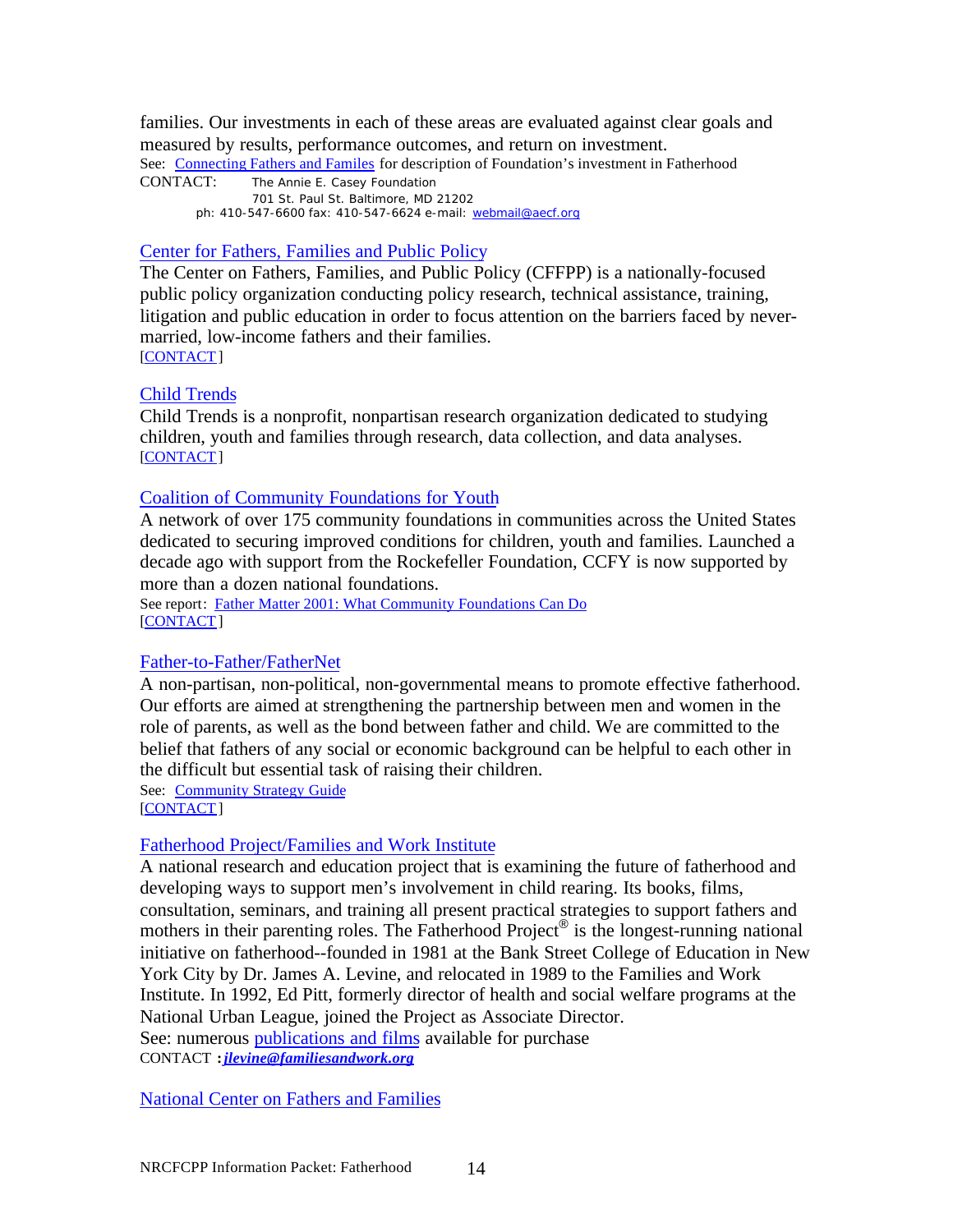families. Our investments in each of these areas are evaluated against clear goals and measured by results, performance outcomes, and return on investment.

See: Connecting Fathers and Familes for description of Foundation's investment in Fatherhood

CONTACT: The Annie E. Casey Foundation
701 St. Paul St. Baltimore, MD 21202
ph: 410-547-6600 fax: 410-547-6624 e-mail: webmail@aecf.org

Center for Fathers, Families and Public Policy

The Center on Fathers, Families, and Public Policy (CFFPP) is a nationally-focused public policy organization conducting policy research, technical assistance, training, litigation and public education in order to focus attention on the barriers faced by never-married, low-income fathers and their families.
[CONTACT]

Child Trends

Child Trends is a nonprofit, nonpartisan research organization dedicated to studying children, youth and families through research, data collection, and data analyses.
[CONTACT]

Coalition of Community Foundations for Youth

A network of over 175 community foundations in communities across the United States dedicated to securing improved conditions for children, youth and families. Launched a decade ago with support from the Rockefeller Foundation, CCFY is now supported by more than a dozen national foundations.

See report: Father Matter 2001: What Community Foundations Can Do
[CONTACT]

Father-to-Father/FatherNet

A non-partisan, non-political, non-governmental means to promote effective fatherhood. Our efforts are aimed at strengthening the partnership between men and women in the role of parents, as well as the bond between father and child. We are committed to the belief that fathers of any social or economic background can be helpful to each other in the difficult but essential task of raising their children.

See: Community Strategy Guide
[CONTACT]

Fatherhood Project/Families and Work Institute

A national research and education project that is examining the future of fatherhood and developing ways to support men's involvement in child rearing. Its books, films, consultation, seminars, and training all present practical strategies to support fathers and mothers in their parenting roles. The Fatherhood Project® is the longest-running national initiative on fatherhood--founded in 1981 at the Bank Street College of Education in New York City by Dr. James A. Levine, and relocated in 1989 to the Families and Work Institute. In 1992, Ed Pitt, formerly director of health and social welfare programs at the National Urban League, joined the Project as Associate Director.

See: numerous publications and films available for purchase

CONTACT : ***jlevine@familiesandwork.org***

National Center on Fathers and Families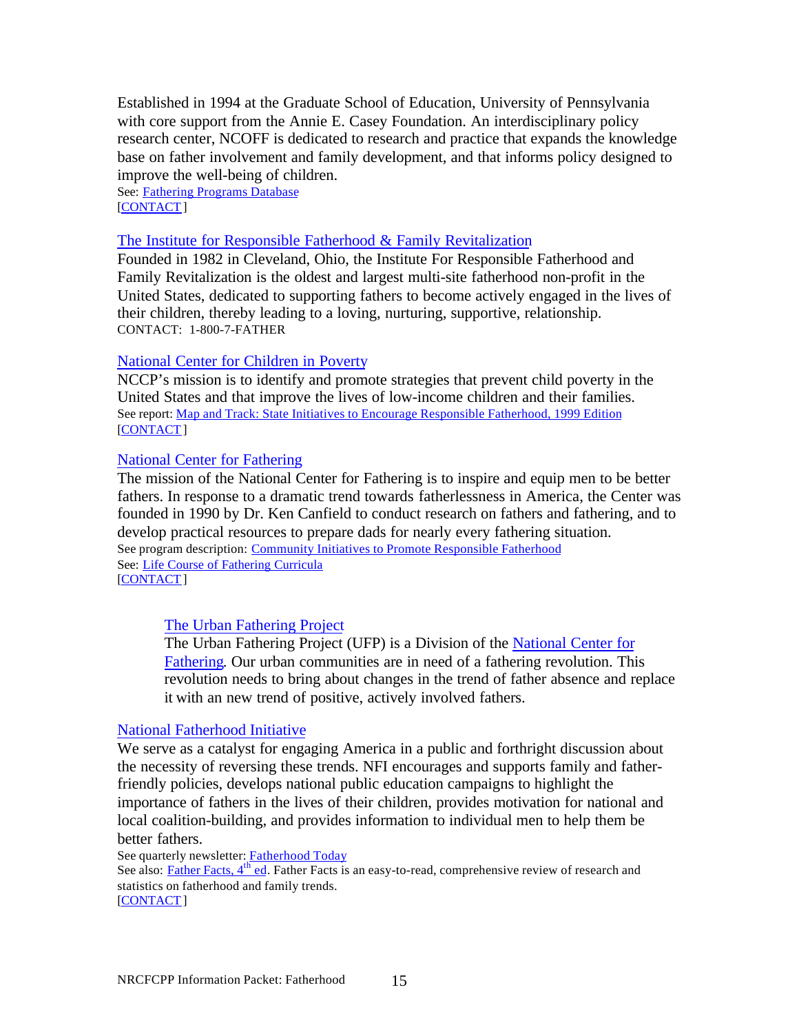Established in 1994 at the Graduate School of Education, University of Pennsylvania with core support from the Annie E. Casey Foundation. An interdisciplinary policy research center, NCOFF is dedicated to research and practice that expands the knowledge base on father involvement and family development, and that informs policy designed to improve the well-being of children.
See: Fathering Programs Database
[CONTACT]

### The Institute for Responsible Fatherhood & Family Revitalization

Founded in 1982 in Cleveland, Ohio, the Institute For Responsible Fatherhood and Family Revitalization is the oldest and largest multi-site fatherhood non-profit in the United States, dedicated to supporting fathers to become actively engaged in the lives of their children, thereby leading to a loving, nurturing, supportive, relationship.
CONTACT: 1-800-7-FATHER

### National Center for Children in Poverty

NCCP's mission is to identify and promote strategies that prevent child poverty in the United States and that improve the lives of low-income children and their families.
See report: Map and Track: State Initiatives to Encourage Responsible Fatherhood, 1999 Edition
[CONTACT]

### National Center for Fathering

The mission of the National Center for Fathering is to inspire and equip men to be better fathers. In response to a dramatic trend towards fatherlessness in America, the Center was founded in 1990 by Dr. Ken Canfield to conduct research on fathers and fathering, and to develop practical resources to prepare dads for nearly every fathering situation.
See program description: Community Initiatives to Promote Responsible Fatherhood
See: Life Course of Fathering Curricula
[CONTACT]

#### The Urban Fathering Project

The Urban Fathering Project (UFP) is a Division of the National Center for Fathering. Our urban communities are in need of a fathering revolution. This revolution needs to bring about changes in the trend of father absence and replace it with an new trend of positive, actively involved fathers.

### National Fatherhood Initiative

We serve as a catalyst for engaging America in a public and forthright discussion about the necessity of reversing these trends. NFI encourages and supports family and father-friendly policies, develops national public education campaigns to highlight the importance of fathers in the lives of their children, provides motivation for national and local coalition-building, and provides information to individual men to help them be better fathers.
See quarterly newsletter: Fatherhood Today
See also: Father Facts, 4th ed. Father Facts is an easy-to-read, comprehensive review of research and statistics on fatherhood and family trends.
[CONTACT]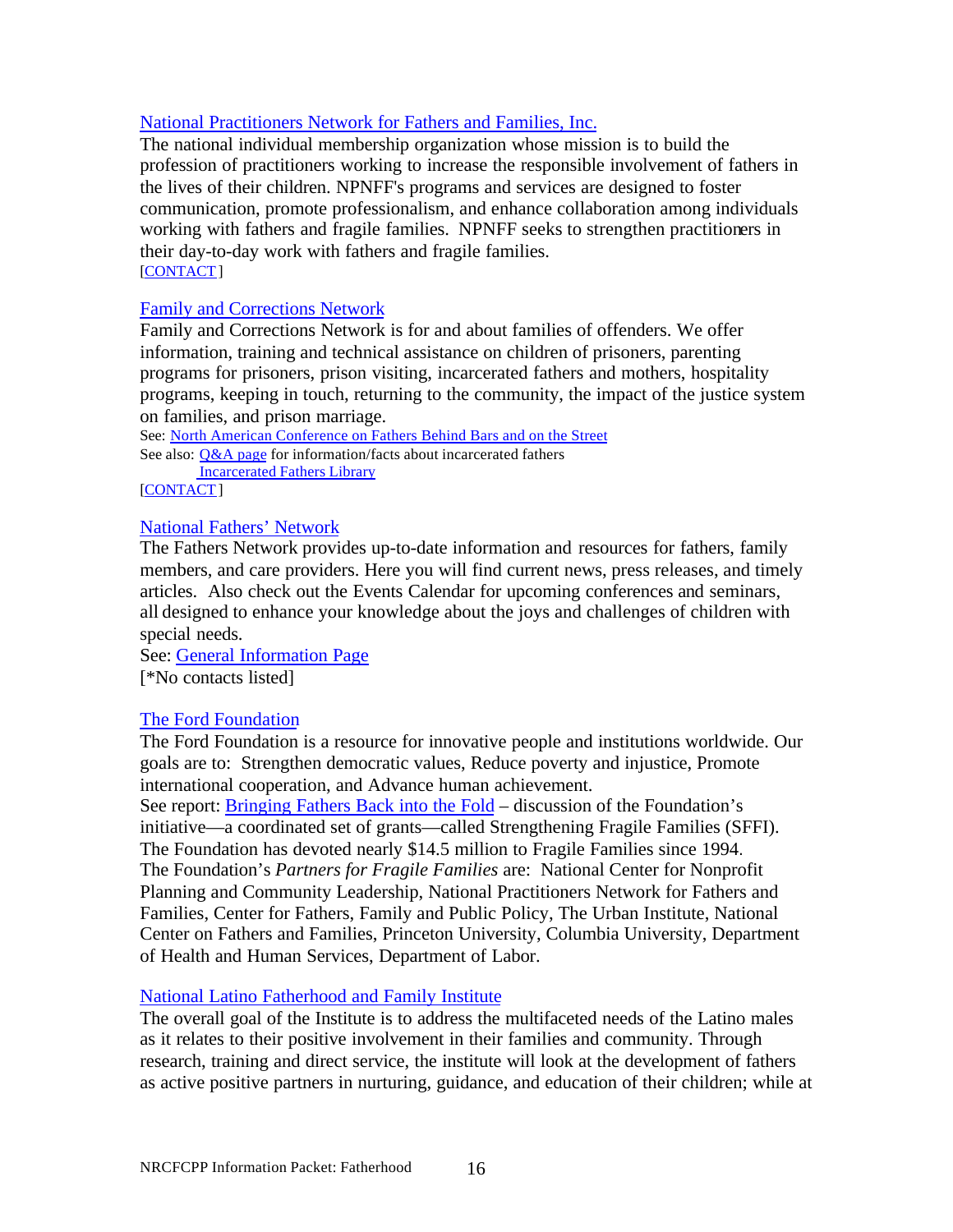National Practitioners Network for Fathers and Families, Inc.

The national individual membership organization whose mission is to build the profession of practitioners working to increase the responsible involvement of fathers in the lives of their children. NPNFF's programs and services are designed to foster communication, promote professionalism, and enhance collaboration among individuals working with fathers and fragile families. NPNFF seeks to strengthen practitioners in their day-to-day work with fathers and fragile families.
[CONTACT]

Family and Corrections Network

Family and Corrections Network is for and about families of offenders. We offer information, training and technical assistance on children of prisoners, parenting programs for prisoners, prison visiting, incarcerated fathers and mothers, hospitality programs, keeping in touch, returning to the community, the impact of the justice system on families, and prison marriage.
See: North American Conference on Fathers Behind Bars and on the Street
See also: Q&A page for information/facts about incarcerated fathers
Incarcerated Fathers Library
[CONTACT]

National Fathers' Network

The Fathers Network provides up-to-date information and resources for fathers, family members, and care providers. Here you will find current news, press releases, and timely articles. Also check out the Events Calendar for upcoming conferences and seminars, all designed to enhance your knowledge about the joys and challenges of children with special needs.
See: General Information Page
[*No contacts listed]

The Ford Foundation

The Ford Foundation is a resource for innovative people and institutions worldwide. Our goals are to: Strengthen democratic values, Reduce poverty and injustice, Promote international cooperation, and Advance human achievement.
See report: Bringing Fathers Back into the Fold – discussion of the Foundation's initiative—a coordinated set of grants—called Strengthening Fragile Families (SFFI). The Foundation has devoted nearly $14.5 million to Fragile Families since 1994. The Foundation's *Partners for Fragile Families* are: National Center for Nonprofit Planning and Community Leadership, National Practitioners Network for Fathers and Families, Center for Fathers, Family and Public Policy, The Urban Institute, National Center on Fathers and Families, Princeton University, Columbia University, Department of Health and Human Services, Department of Labor.

National Latino Fatherhood and Family Institute

The overall goal of the Institute is to address the multifaceted needs of the Latino males as it relates to their positive involvement in their families and community. Through research, training and direct service, the institute will look at the development of fathers as active positive partners in nurturing, guidance, and education of their children; while at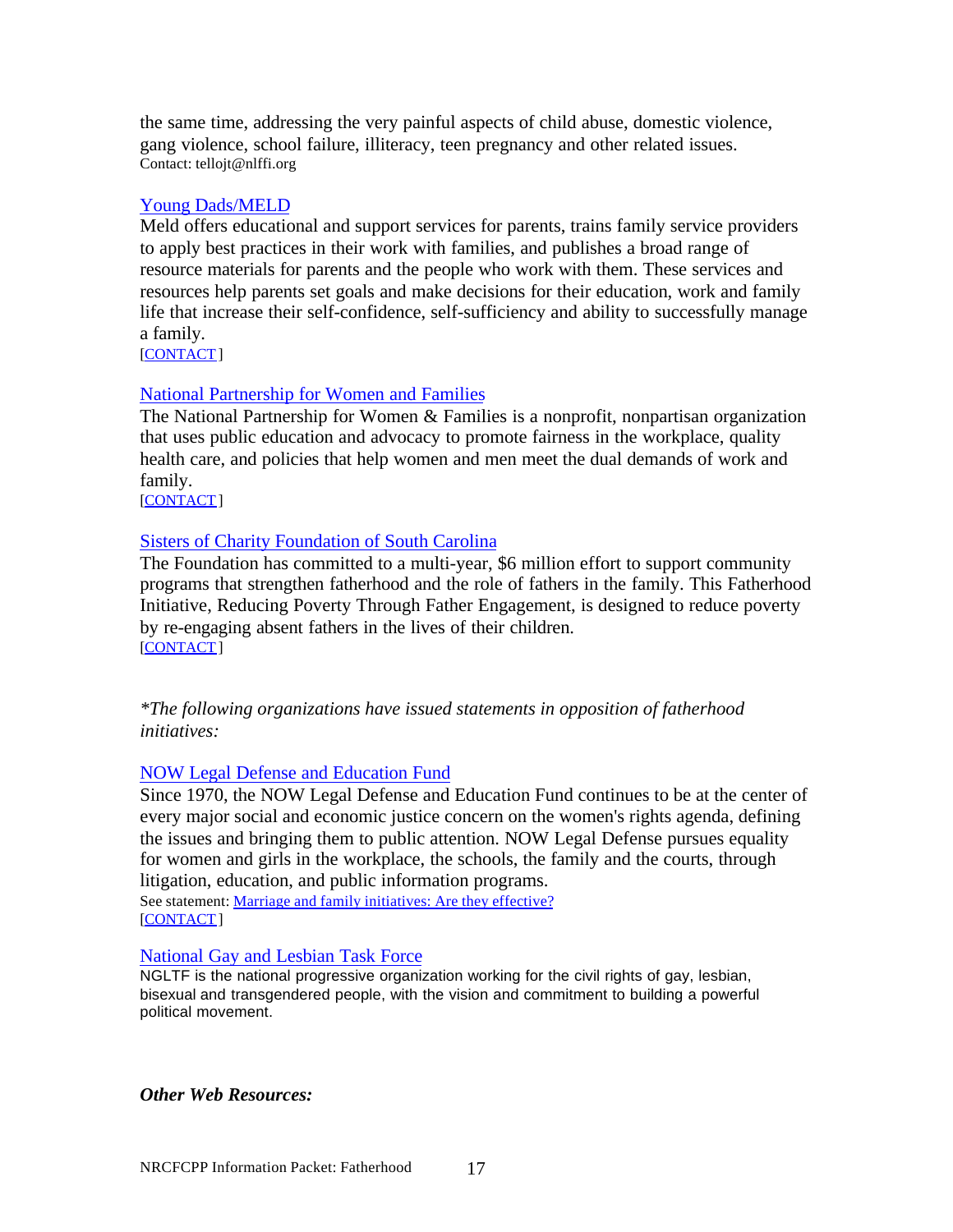the same time, addressing the very painful aspects of child abuse, domestic violence, gang violence, school failure, illiteracy, teen pregnancy and other related issues.
Contact: tellojt@nlffi.org

Young Dads/MELD
Meld offers educational and support services for parents, trains family service providers to apply best practices in their work with families, and publishes a broad range of resource materials for parents and the people who work with them. These services and resources help parents set goals and make decisions for their education, work and family life that increase their self-confidence, self-sufficiency and ability to successfully manage a family.
[CONTACT]

National Partnership for Women and Families
The National Partnership for Women & Families is a nonprofit, nonpartisan organization that uses public education and advocacy to promote fairness in the workplace, quality health care, and policies that help women and men meet the dual demands of work and family.
[CONTACT]

Sisters of Charity Foundation of South Carolina
The Foundation has committed to a multi-year, $6 million effort to support community programs that strengthen fatherhood and the role of fathers in the family. This Fatherhood Initiative, Reducing Poverty Through Father Engagement, is designed to reduce poverty by re-engaging absent fathers in the lives of their children.
[CONTACT]

*\*The following organizations have issued statements in opposition of fatherhood initiatives:*

NOW Legal Defense and Education Fund
Since 1970, the NOW Legal Defense and Education Fund continues to be at the center of every major social and economic justice concern on the women's rights agenda, defining the issues and bringing them to public attention. NOW Legal Defense pursues equality for women and girls in the workplace, the schools, the family and the courts, through litigation, education, and public information programs.
See statement: Marriage and family initiatives: Are they effective?
[CONTACT]

National Gay and Lesbian Task Force
NGLTF is the national progressive organization working for the civil rights of gay, lesbian, bisexual and transgendered people, with the vision and commitment to building a powerful political movement.

***Other Web Resources:***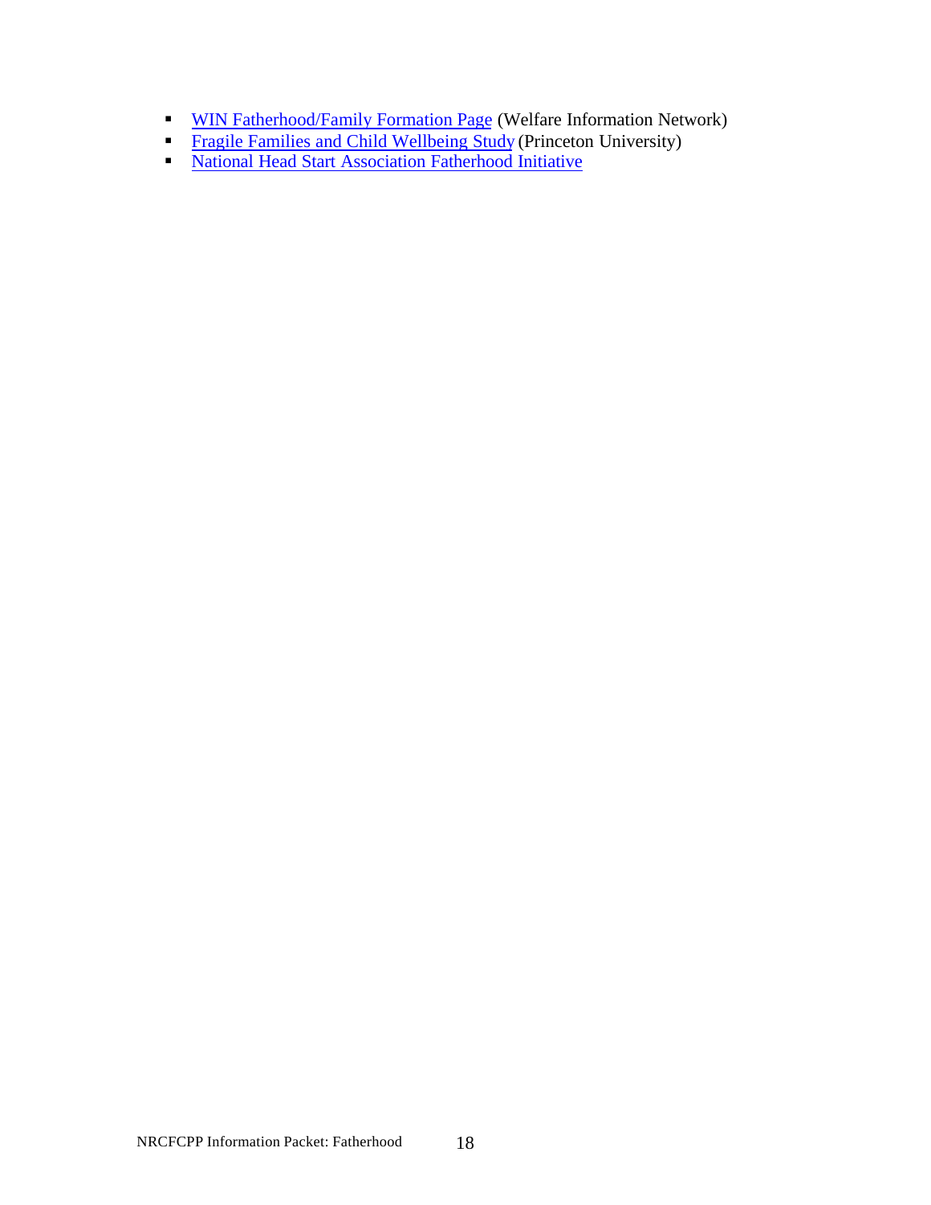- WIN Fatherhood/Family Formation Page (Welfare Information Network)
- Fragile Families and Child Wellbeing Study (Princeton University)
- National Head Start Association Fatherhood Initiative